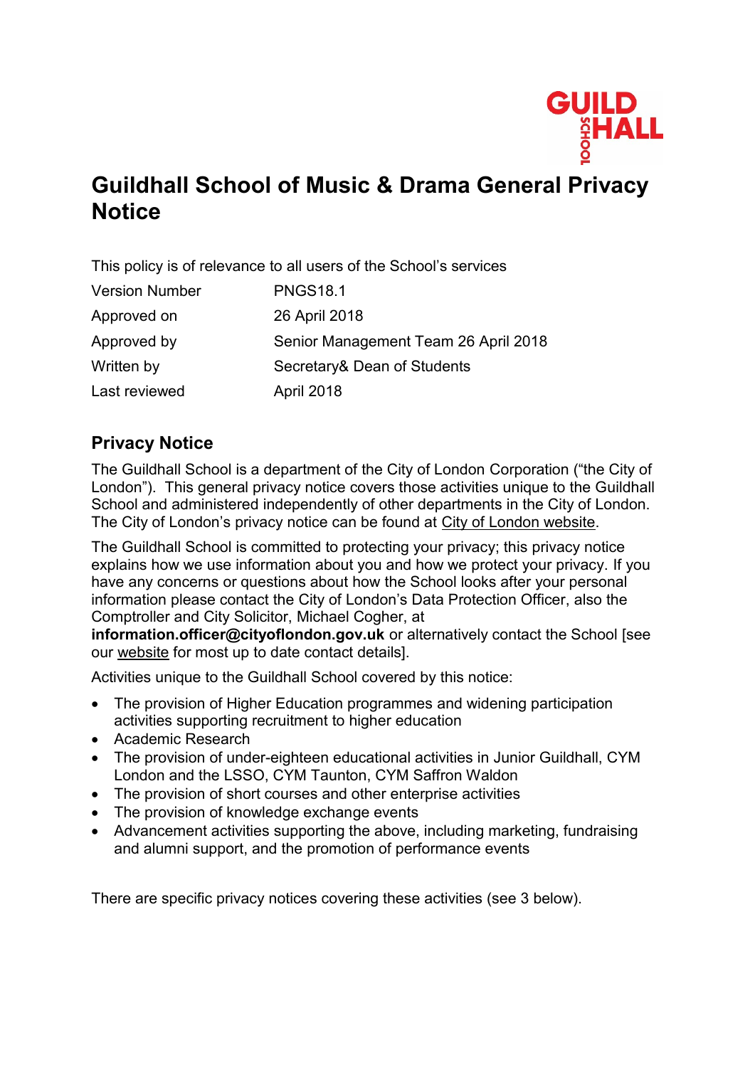# Guildhall School of Music & Drama General Privacy Notice

This policy is of relevance to all users of the School's services

| | |
|---|---|
| Version Number | PNGS18.1 |
| Approved on | 26 April 2018 |
| Approved by | Senior Management Team 26 April 2018 |
| Written by | Secretary& Dean of Students |
| Last reviewed | April 2018 |

## Privacy Notice

The Guildhall School is a department of the City of London Corporation ("the City of London"). This general privacy notice covers those activities unique to the Guildhall School and administered independently of other departments in the City of London. The City of London's privacy notice can be found at City of London website.

The Guildhall School is committed to protecting your privacy; this privacy notice explains how we use information about you and how we protect your privacy. If you have any concerns or questions about how the School looks after your personal information please contact the City of London's Data Protection Officer, also the Comptroller and City Solicitor, Michael Cogher, at **information.officer@cityoflondon.gov.uk** or alternatively contact the School [see our website for most up to date contact details].

Activities unique to the Guildhall School covered by this notice:

- The provision of Higher Education programmes and widening participation activities supporting recruitment to higher education
- Academic Research
- The provision of under-eighteen educational activities in Junior Guildhall, CYM London and the LSSO, CYM Taunton, CYM Saffron Waldon
- The provision of short courses and other enterprise activities
- The provision of knowledge exchange events
- Advancement activities supporting the above, including marketing, fundraising and alumni support, and the promotion of performance events

There are specific privacy notices covering these activities (see 3 below).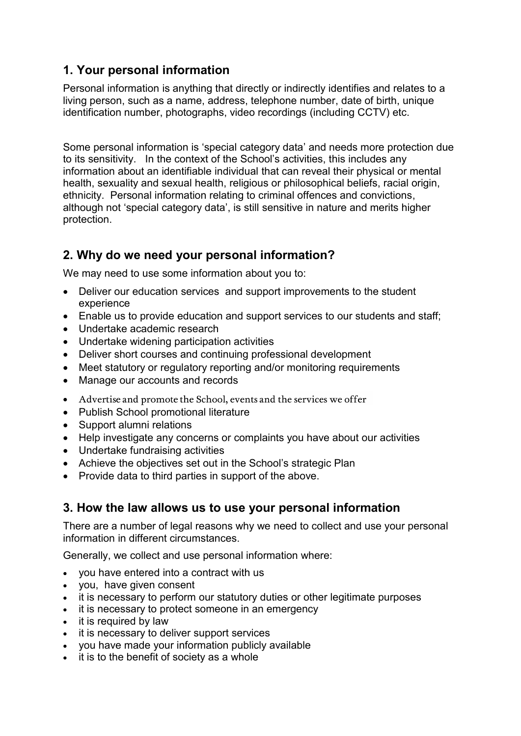## 1. Your personal information

Personal information is anything that directly or indirectly identifies and relates to a living person, such as a name, address, telephone number, date of birth, unique identification number, photographs, video recordings (including CCTV) etc.

Some personal information is 'special category data' and needs more protection due to its sensitivity. In the context of the School's activities, this includes any information about an identifiable individual that can reveal their physical or mental health, sexuality and sexual health, religious or philosophical beliefs, racial origin, ethnicity. Personal information relating to criminal offences and convictions, although not 'special category data', is still sensitive in nature and merits higher protection.

## 2. Why do we need your personal information?

We may need to use some information about you to:

- Deliver our education services and support improvements to the student experience
- Enable us to provide education and support services to our students and staff;
- Undertake academic research
- Undertake widening participation activities
- Deliver short courses and continuing professional development
- Meet statutory or regulatory reporting and/or monitoring requirements
- Manage our accounts and records
- Advertise and promote the School, events and the services we offer
- Publish School promotional literature
- Support alumni relations
- Help investigate any concerns or complaints you have about our activities
- Undertake fundraising activities
- Achieve the objectives set out in the School's strategic Plan
- Provide data to third parties in support of the above.

## 3. How the law allows us to use your personal information

There are a number of legal reasons why we need to collect and use your personal information in different circumstances.

Generally, we collect and use personal information where:

- you have entered into a contract with us
- you, have given consent
- it is necessary to perform our statutory duties or other legitimate purposes
- it is necessary to protect someone in an emergency
- it is required by law
- it is necessary to deliver support services
- you have made your information publicly available
- it is to the benefit of society as a whole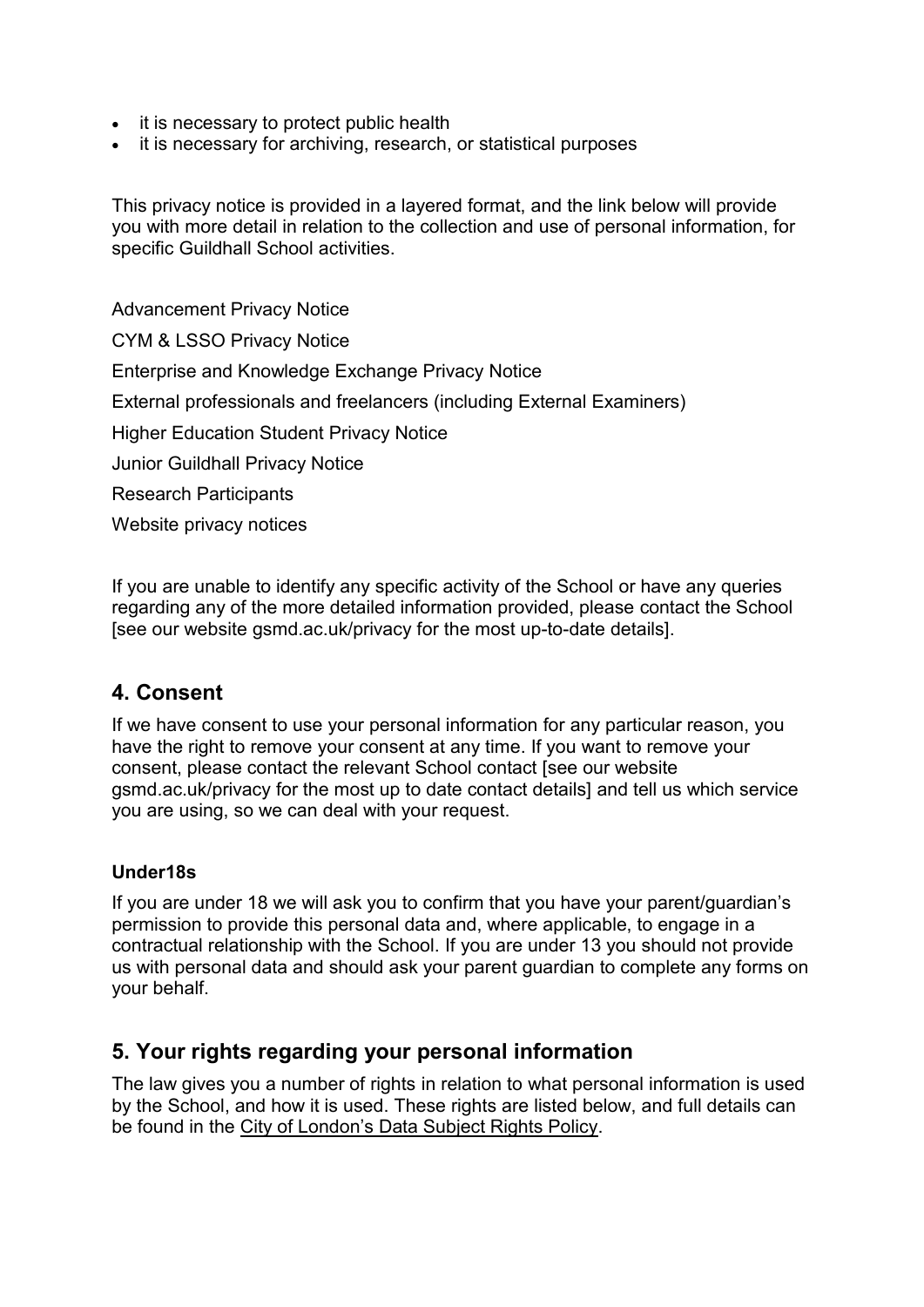- it is necessary to protect public health
- it is necessary for archiving, research, or statistical purposes

This privacy notice is provided in a layered format, and the link below will provide you with more detail in relation to the collection and use of personal information, for specific Guildhall School activities.

Advancement Privacy Notice

CYM & LSSO Privacy Notice

Enterprise and Knowledge Exchange Privacy Notice

External professionals and freelancers (including External Examiners)

Higher Education Student Privacy Notice

Junior Guildhall Privacy Notice

Research Participants

Website privacy notices

If you are unable to identify any specific activity of the School or have any queries regarding any of the more detailed information provided, please contact the School [see our website gsmd.ac.uk/privacy for the most up-to-date details].

## 4. Consent

If we have consent to use your personal information for any particular reason, you have the right to remove your consent at any time. If you want to remove your consent, please contact the relevant School contact [see our website gsmd.ac.uk/privacy for the most up to date contact details] and tell us which service you are using, so we can deal with your request.

### Under18s

If you are under 18 we will ask you to confirm that you have your parent/guardian's permission to provide this personal data and, where applicable, to engage in a contractual relationship with the School. If you are under 13 you should not provide us with personal data and should ask your parent guardian to complete any forms on your behalf.

## 5. Your rights regarding your personal information

The law gives you a number of rights in relation to what personal information is used by the School, and how it is used. These rights are listed below, and full details can be found in the City of London's Data Subject Rights Policy.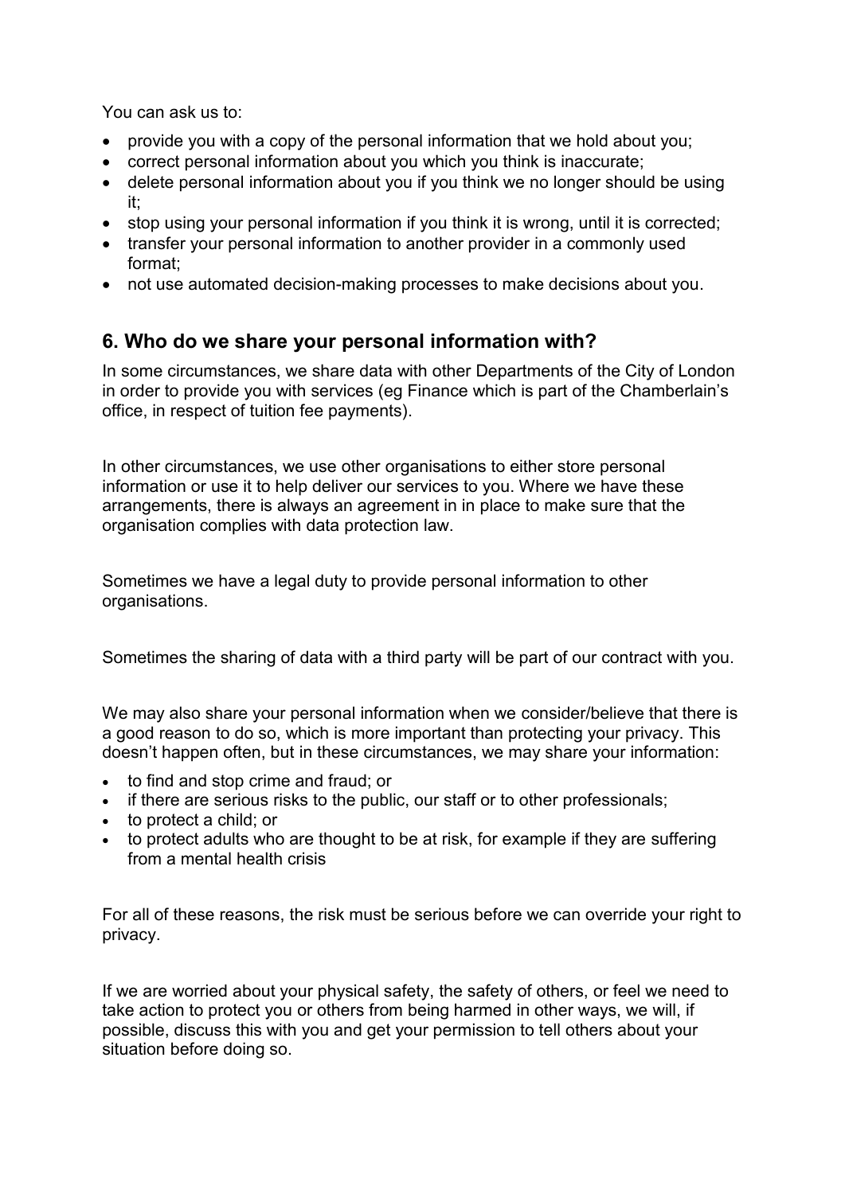You can ask us to:

- provide you with a copy of the personal information that we hold about you;
- correct personal information about you which you think is inaccurate;
- delete personal information about you if you think we no longer should be using it;
- stop using your personal information if you think it is wrong, until it is corrected;
- transfer your personal information to another provider in a commonly used format;
- not use automated decision-making processes to make decisions about you.

## 6. Who do we share your personal information with?

In some circumstances, we share data with other Departments of the City of London in order to provide you with services (eg Finance which is part of the Chamberlain's office, in respect of tuition fee payments).

In other circumstances, we use other organisations to either store personal information or use it to help deliver our services to you. Where we have these arrangements, there is always an agreement in in place to make sure that the organisation complies with data protection law.

Sometimes we have a legal duty to provide personal information to other organisations.

Sometimes the sharing of data with a third party will be part of our contract with you.

We may also share your personal information when we consider/believe that there is a good reason to do so, which is more important than protecting your privacy. This doesn't happen often, but in these circumstances, we may share your information:

- to find and stop crime and fraud; or
- if there are serious risks to the public, our staff or to other professionals;
- to protect a child; or
- to protect adults who are thought to be at risk, for example if they are suffering from a mental health crisis

For all of these reasons, the risk must be serious before we can override your right to privacy.

If we are worried about your physical safety, the safety of others, or feel we need to take action to protect you or others from being harmed in other ways, we will, if possible, discuss this with you and get your permission to tell others about your situation before doing so.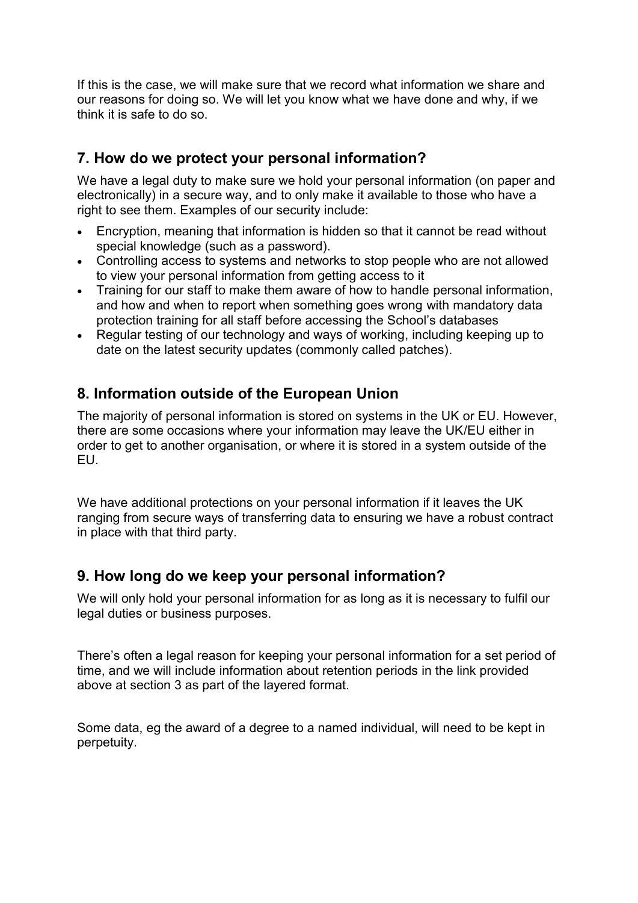If this is the case, we will make sure that we record what information we share and our reasons for doing so. We will let you know what we have done and why, if we think it is safe to do so.

## 7. How do we protect your personal information?

We have a legal duty to make sure we hold your personal information (on paper and electronically) in a secure way, and to only make it available to those who have a right to see them. Examples of our security include:

- Encryption, meaning that information is hidden so that it cannot be read without special knowledge (such as a password).
- Controlling access to systems and networks to stop people who are not allowed to view your personal information from getting access to it
- Training for our staff to make them aware of how to handle personal information, and how and when to report when something goes wrong with mandatory data protection training for all staff before accessing the School's databases
- Regular testing of our technology and ways of working, including keeping up to date on the latest security updates (commonly called patches).

## 8. Information outside of the European Union

The majority of personal information is stored on systems in the UK or EU. However, there are some occasions where your information may leave the UK/EU either in order to get to another organisation, or where it is stored in a system outside of the EU.

We have additional protections on your personal information if it leaves the UK ranging from secure ways of transferring data to ensuring we have a robust contract in place with that third party.

## 9. How long do we keep your personal information?

We will only hold your personal information for as long as it is necessary to fulfil our legal duties or business purposes.

There's often a legal reason for keeping your personal information for a set period of time, and we will include information about retention periods in the link provided above at section 3 as part of the layered format.

Some data, eg the award of a degree to a named individual, will need to be kept in perpetuity.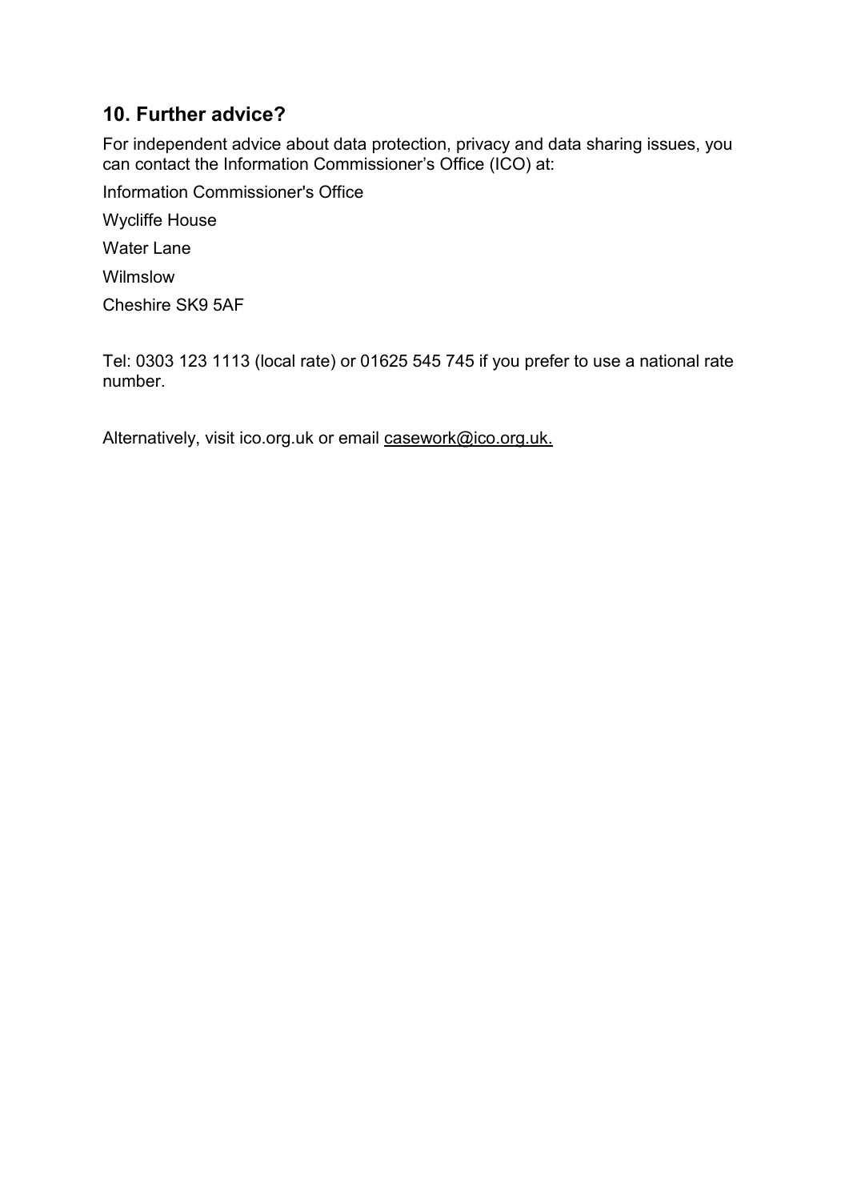## 10. Further advice?

For independent advice about data protection, privacy and data sharing issues, you can contact the Information Commissioner's Office (ICO) at:

Information Commissioner's Office

Wycliffe House

Water Lane

Wilmslow

Cheshire SK9 5AF

Tel: 0303 123 1113 (local rate) or 01625 545 745 if you prefer to use a national rate number.

Alternatively, visit ico.org.uk or email casework@ico.org.uk.